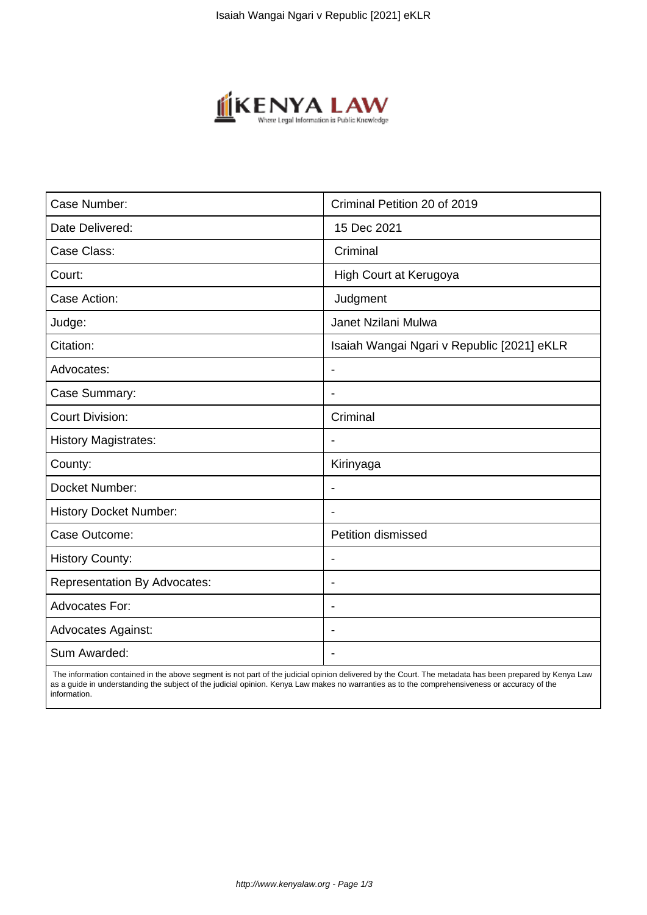| Case Number: | Criminal Petition 20 of 2019 |
| --- | --- |
| Date Delivered: | 15 Dec 2021 |
| Case Class: | Criminal |
| Court: | High Court at Kerugoya |
| Case Action: | Judgment |
| Judge: | Janet Nzilani Mulwa |
| Citation: | Isaiah Wangai Ngari v Republic [2021] eKLR |
| Advocates: | - |
| Case Summary: | - |
| Court Division: | Criminal |
| History Magistrates: | - |
| County: | Kirinyaga |
| Docket Number: | - |
| History Docket Number: | - |
| Case Outcome: | Petition dismissed |
| History County: | - |
| Representation By Advocates: | - |
| Advocates For: | - |
| Advocates Against: | - |
| Sum Awarded: | - |

The information contained in the above segment is not part of the judicial opinion delivered by the Court. The metadata has been prepared by Kenya Law as a guide in understanding the subject of the judicial opinion. Kenya Law makes no warranties as to the comprehensiveness or accuracy of the information.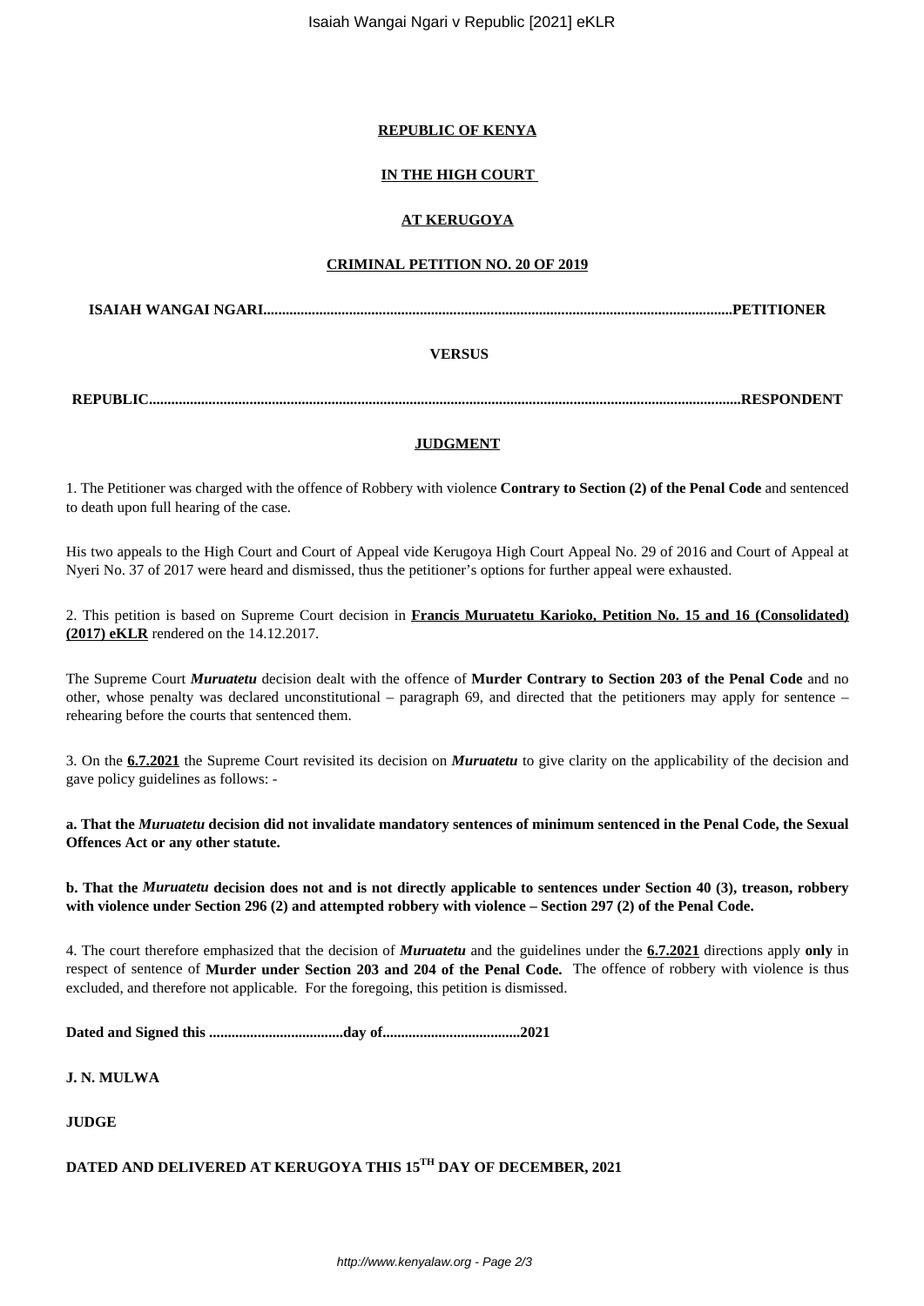**REPUBLIC OF KENYA**

**IN THE HIGH COURT**

**AT KERUGOYA**

**CRIMINAL PETITION NO. 20 OF 2019**

**ISAIAH WANGAI NGARI.............................................................................................................................PETITIONER**

**VERSUS**

**REPUBLIC..............................................................................................................................................................RESPONDENT**

**JUDGMENT**

1. The Petitioner was charged with the offence of Robbery with violence **Contrary to Section (2) of the Penal Code** and sentenced to death upon full hearing of the case.

His two appeals to the High Court and Court of Appeal vide Kerugoya High Court Appeal No. 29 of 2016 and Court of Appeal at Nyeri No. 37 of 2017 were heard and dismissed, thus the petitioner's options for further appeal were exhausted.

2. This petition is based on Supreme Court decision in **Francis Muruatetu Karioko, Petition No. 15 and 16 (Consolidated) (2017) eKLR** rendered on the 14.12.2017.

The Supreme Court ***Muruatetu*** decision dealt with the offence of **Murder Contrary to Section 203 of the Penal Code** and no other, whose penalty was declared unconstitutional – paragraph 69, and directed that the petitioners may apply for sentence – rehearing before the courts that sentenced them.

3. On the **6.7.2021** the Supreme Court revisited its decision on ***Muruatetu*** to give clarity on the applicability of the decision and gave policy guidelines as follows: -

**a. That the *Muruatetu* decision did not invalidate mandatory sentences of minimum sentenced in the Penal Code, the Sexual Offences Act or any other statute.**

**b. That the *Muruatetu* decision does not and is not directly applicable to sentences under Section 40 (3), treason, robbery with violence under Section 296 (2) and attempted robbery with violence – Section 297 (2) of the Penal Code.**

4. The court therefore emphasized that the decision of ***Muruatetu*** and the guidelines under the **6.7.2021** directions apply **only** in respect of sentence of **Murder under Section 203 and 204 of the Penal Code.** The offence of robbery with violence is thus excluded, and therefore not applicable. For the foregoing, this petition is dismissed.

**Dated and Signed this ....................................day of....................................2021**

**J. N. MULWA**

**JUDGE**

**DATED AND DELIVERED AT KERUGOYA THIS 15TH DAY OF DECEMBER, 2021**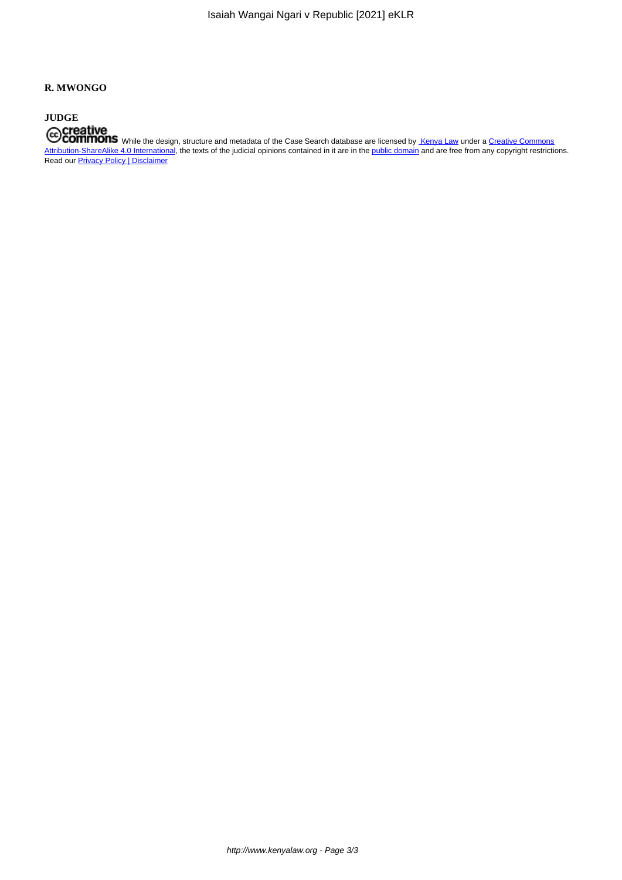**R. MWONGO**

**JUDGE**

creative commons While the design, structure and metadata of the Case Search database are licensed by Kenya Law under a Creative Commons Attribution-ShareAlike 4.0 International, the texts of the judicial opinions contained in it are in the public domain and are free from any copyright restrictions. Read our Privacy Policy | Disclaimer